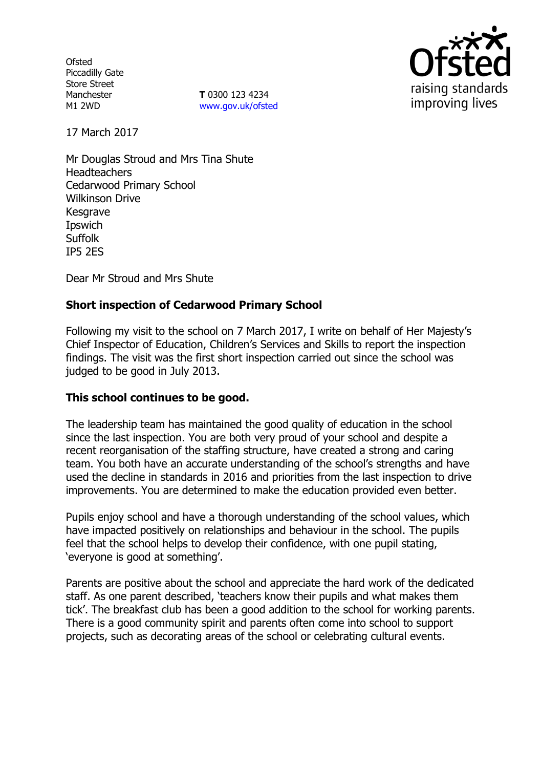Ofsted
Piccadilly Gate
Store Street
Manchester
M1 2WD

**T** 0300 123 4234
www.gov.uk/ofsted

17 March 2017

Mr Douglas Stroud and Mrs Tina Shute
Headteachers
Cedarwood Primary School
Wilkinson Drive
Kesgrave
Ipswich
Suffolk
IP5 2ES

Dear Mr Stroud and Mrs Shute

**Short inspection of Cedarwood Primary School**

Following my visit to the school on 7 March 2017, I write on behalf of Her Majesty's Chief Inspector of Education, Children's Services and Skills to report the inspection findings. The visit was the first short inspection carried out since the school was judged to be good in July 2013.

**This school continues to be good.**

The leadership team has maintained the good quality of education in the school since the last inspection. You are both very proud of your school and despite a recent reorganisation of the staffing structure, have created a strong and caring team. You both have an accurate understanding of the school's strengths and have used the decline in standards in 2016 and priorities from the last inspection to drive improvements. You are determined to make the education provided even better.

Pupils enjoy school and have a thorough understanding of the school values, which have impacted positively on relationships and behaviour in the school. The pupils feel that the school helps to develop their confidence, with one pupil stating, 'everyone is good at something'.

Parents are positive about the school and appreciate the hard work of the dedicated staff. As one parent described, 'teachers know their pupils and what makes them tick'. The breakfast club has been a good addition to the school for working parents. There is a good community spirit and parents often come into school to support projects, such as decorating areas of the school or celebrating cultural events.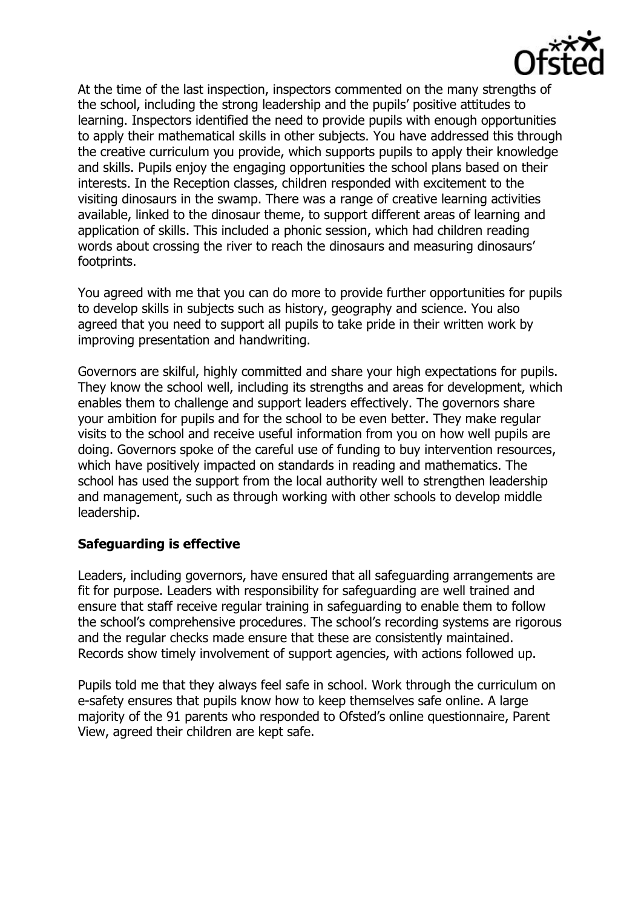At the time of the last inspection, inspectors commented on the many strengths of the school, including the strong leadership and the pupils' positive attitudes to learning. Inspectors identified the need to provide pupils with enough opportunities to apply their mathematical skills in other subjects. You have addressed this through the creative curriculum you provide, which supports pupils to apply their knowledge and skills. Pupils enjoy the engaging opportunities the school plans based on their interests. In the Reception classes, children responded with excitement to the visiting dinosaurs in the swamp. There was a range of creative learning activities available, linked to the dinosaur theme, to support different areas of learning and application of skills. This included a phonic session, which had children reading words about crossing the river to reach the dinosaurs and measuring dinosaurs' footprints.

You agreed with me that you can do more to provide further opportunities for pupils to develop skills in subjects such as history, geography and science. You also agreed that you need to support all pupils to take pride in their written work by improving presentation and handwriting.

Governors are skilful, highly committed and share your high expectations for pupils. They know the school well, including its strengths and areas for development, which enables them to challenge and support leaders effectively. The governors share your ambition for pupils and for the school to be even better. They make regular visits to the school and receive useful information from you on how well pupils are doing. Governors spoke of the careful use of funding to buy intervention resources, which have positively impacted on standards in reading and mathematics. The school has used the support from the local authority well to strengthen leadership and management, such as through working with other schools to develop middle leadership.

## Safeguarding is effective

Leaders, including governors, have ensured that all safeguarding arrangements are fit for purpose. Leaders with responsibility for safeguarding are well trained and ensure that staff receive regular training in safeguarding to enable them to follow the school's comprehensive procedures. The school's recording systems are rigorous and the regular checks made ensure that these are consistently maintained. Records show timely involvement of support agencies, with actions followed up.

Pupils told me that they always feel safe in school. Work through the curriculum on e-safety ensures that pupils know how to keep themselves safe online. A large majority of the 91 parents who responded to Ofsted's online questionnaire, Parent View, agreed their children are kept safe.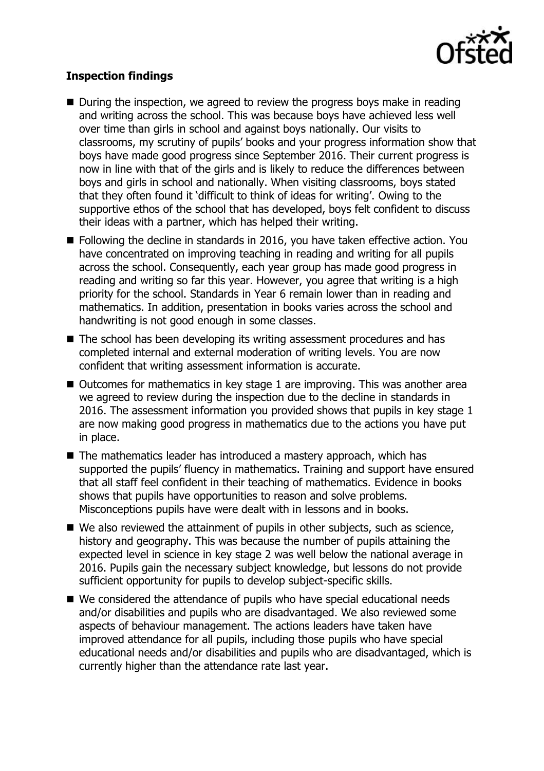**Inspection findings**

- During the inspection, we agreed to review the progress boys make in reading and writing across the school. This was because boys have achieved less well over time than girls in school and against boys nationally. Our visits to classrooms, my scrutiny of pupils' books and your progress information show that boys have made good progress since September 2016. Their current progress is now in line with that of the girls and is likely to reduce the differences between boys and girls in school and nationally. When visiting classrooms, boys stated that they often found it 'difficult to think of ideas for writing'. Owing to the supportive ethos of the school that has developed, boys felt confident to discuss their ideas with a partner, which has helped their writing.
- Following the decline in standards in 2016, you have taken effective action. You have concentrated on improving teaching in reading and writing for all pupils across the school. Consequently, each year group has made good progress in reading and writing so far this year. However, you agree that writing is a high priority for the school. Standards in Year 6 remain lower than in reading and mathematics. In addition, presentation in books varies across the school and handwriting is not good enough in some classes.
- The school has been developing its writing assessment procedures and has completed internal and external moderation of writing levels. You are now confident that writing assessment information is accurate.
- Outcomes for mathematics in key stage 1 are improving. This was another area we agreed to review during the inspection due to the decline in standards in 2016. The assessment information you provided shows that pupils in key stage 1 are now making good progress in mathematics due to the actions you have put in place.
- The mathematics leader has introduced a mastery approach, which has supported the pupils' fluency in mathematics. Training and support have ensured that all staff feel confident in their teaching of mathematics. Evidence in books shows that pupils have opportunities to reason and solve problems. Misconceptions pupils have were dealt with in lessons and in books.
- We also reviewed the attainment of pupils in other subjects, such as science, history and geography. This was because the number of pupils attaining the expected level in science in key stage 2 was well below the national average in 2016. Pupils gain the necessary subject knowledge, but lessons do not provide sufficient opportunity for pupils to develop subject-specific skills.
- We considered the attendance of pupils who have special educational needs and/or disabilities and pupils who are disadvantaged. We also reviewed some aspects of behaviour management. The actions leaders have taken have improved attendance for all pupils, including those pupils who have special educational needs and/or disabilities and pupils who are disadvantaged, which is currently higher than the attendance rate last year.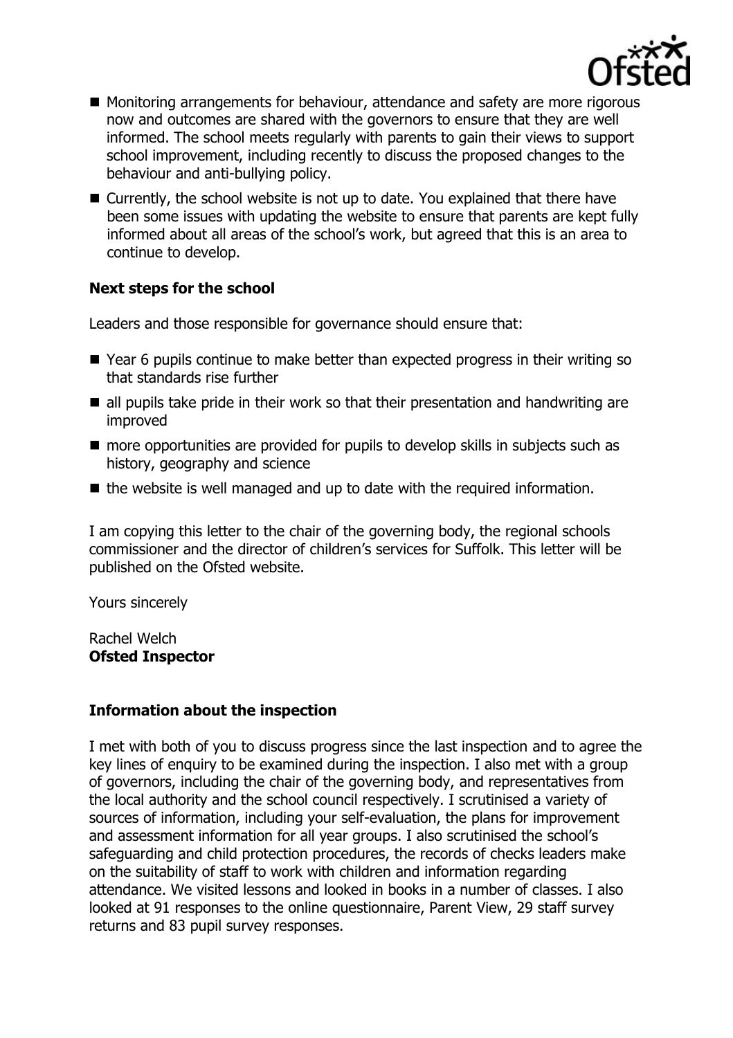- Monitoring arrangements for behaviour, attendance and safety are more rigorous now and outcomes are shared with the governors to ensure that they are well informed. The school meets regularly with parents to gain their views to support school improvement, including recently to discuss the proposed changes to the behaviour and anti-bullying policy.
- Currently, the school website is not up to date. You explained that there have been some issues with updating the website to ensure that parents are kept fully informed about all areas of the school's work, but agreed that this is an area to continue to develop.

**Next steps for the school**

Leaders and those responsible for governance should ensure that:

- Year 6 pupils continue to make better than expected progress in their writing so that standards rise further
- all pupils take pride in their work so that their presentation and handwriting are improved
- more opportunities are provided for pupils to develop skills in subjects such as history, geography and science
- the website is well managed and up to date with the required information.

I am copying this letter to the chair of the governing body, the regional schools commissioner and the director of children's services for Suffolk. This letter will be published on the Ofsted website.

Yours sincerely

Rachel Welch
**Ofsted Inspector**

**Information about the inspection**

I met with both of you to discuss progress since the last inspection and to agree the key lines of enquiry to be examined during the inspection. I also met with a group of governors, including the chair of the governing body, and representatives from the local authority and the school council respectively. I scrutinised a variety of sources of information, including your self-evaluation, the plans for improvement and assessment information for all year groups. I also scrutinised the school's safeguarding and child protection procedures, the records of checks leaders make on the suitability of staff to work with children and information regarding attendance. We visited lessons and looked in books in a number of classes. I also looked at 91 responses to the online questionnaire, Parent View, 29 staff survey returns and 83 pupil survey responses.